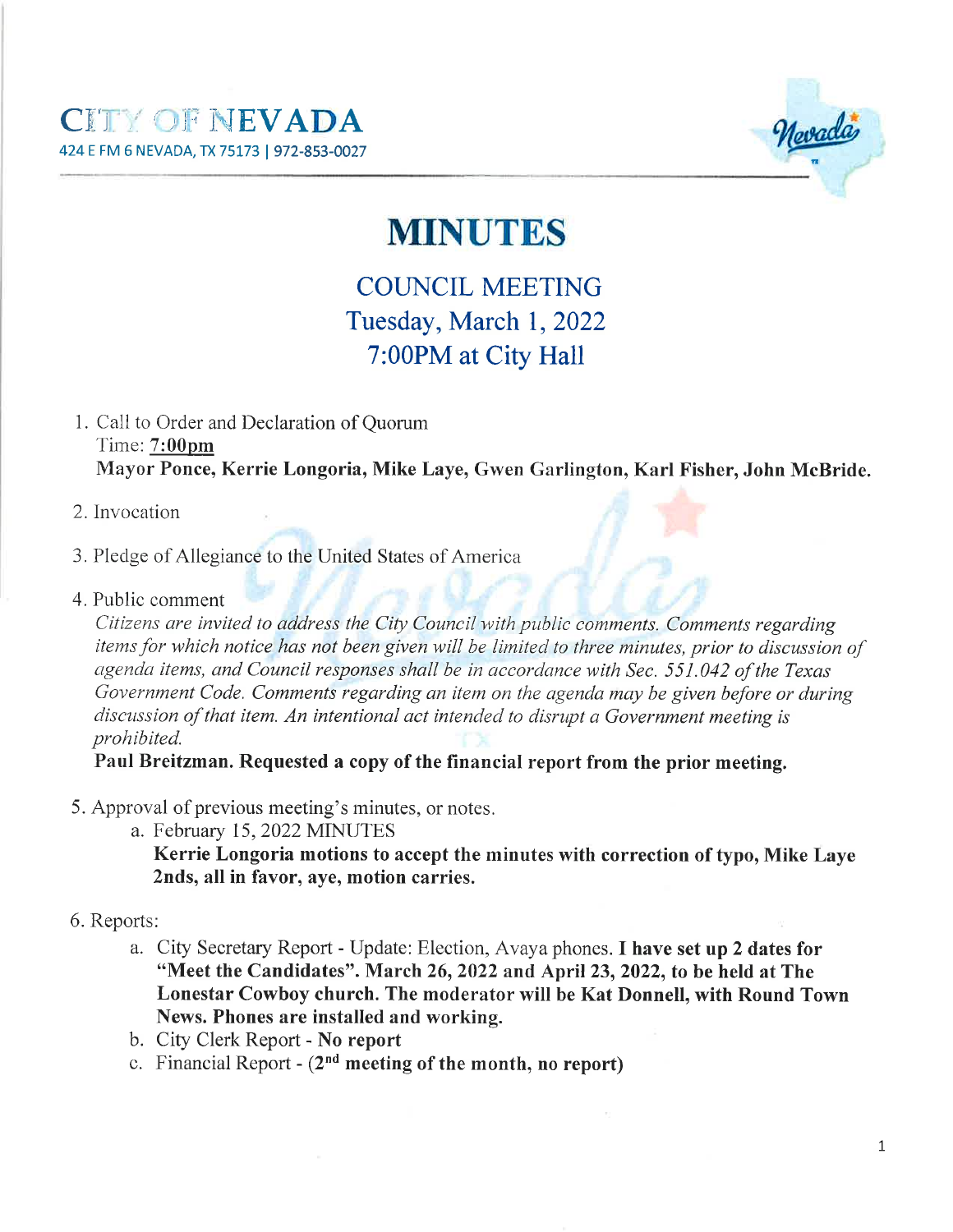# CITY OF NEVADA

424 E FM 6 NEVADA, TX 75173 | 972-853-0027

# MINUTES

## COUNCIL MEETING
## Tuesday, March 1, 2022
## 7:00PM at City Hall

1. Call to Order and Declaration of Quorum
   Time: **7:00pm**
   **Mayor Ponce, Kerrie Longoria, Mike Laye, Gwen Garlington, Karl Fisher, John McBride.**

2. Invocation

3. Pledge of Allegiance to the United States of America

4. Public comment
   *Citizens are invited to address the City Council with public comments. Comments regarding items for which notice has not been given will be limited to three minutes, prior to discussion of agenda items, and Council responses shall be in accordance with Sec. 551.042 of the Texas Government Code. Comments regarding an item on the agenda may be given before or during discussion of that item. An intentional act intended to disrupt a Government meeting is prohibited.*
   **Paul Breitzman. Requested a copy of the financial report from the prior meeting.**

5. Approval of previous meeting's minutes, or notes.
   a. February 15, 2022 MINUTES
      **Kerrie Longoria motions to accept the minutes with correction of typo, Mike Laye 2nds, all in favor, aye, motion carries.**

6. Reports:
   a. City Secretary Report - Update: Election, Avaya phones. **I have set up 2 dates for "Meet the Candidates". March 26, 2022 and April 23, 2022, to be held at The Lonestar Cowboy church. The moderator will be Kat Donnell, with Round Town News. Phones are installed and working.**
   b. City Clerk Report - **No report**
   c. Financial Report - **(2nd meeting of the month, no report)**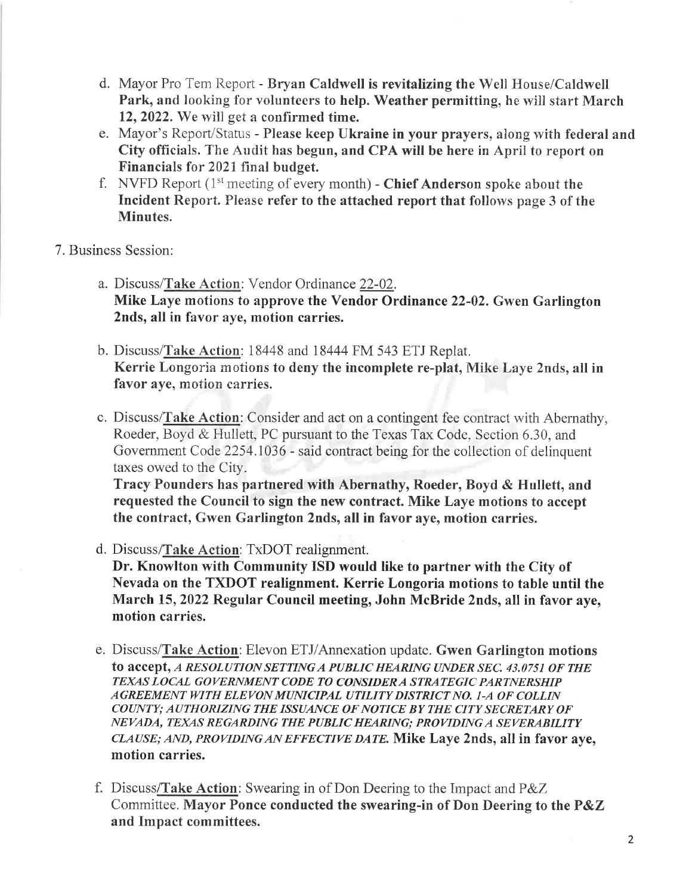d. Mayor Pro Tem Report - **Bryan Caldwell is revitalizing the** Well House/Caldwell **Park, and** looking for volunteers to **help. Weather permitting,** he will start **March 12, 2022. We** will get a **confirmed time.**

e. Mayor's Report/Status - **Please keep Ukraine in your prayers,** along with **federal and City officials. The Audit has begun, and CPA will be here** in April to report on **Financials for 2021 final budget.**

f. NVFD Report (1st meeting of every month) - **Chief Anderson** spoke about the **Incident Report.** Please **refer to the attached report that** follows **page 3 of the Minutes.**

7. Business Session:

a. Discuss/**Take Action**: Vendor Ordinance 22-02.
**Mike Laye motions to approve the Vendor Ordinance 22-02. Gwen Garlington 2nds, all in favor aye, motion carries.**

b. Discuss/**Take Action**: 18448 and 18444 FM 543 ETJ Replat.
**Kerrie Longoria** motions **to deny the incomplete re-plat, Mike Laye 2nds, all in favor aye,** motion carries.

c. Discuss/**Take Action**: Consider and act on a contingent fee contract with Abernathy, Roeder, Boyd & Hullett, PC pursuant to the Texas Tax Code, Section 6.30, and Government Code 2254.1036 - said contract being for the collection of delinquent taxes owed to the City.
**Tracy Pounders has partnered with Abernathy, Roeder, Boyd & Hullett, and requested the Council to sign the new contract. Mike Laye motions to accept the contract, Gwen Garlington 2nds, all in favor aye, motion carries.**

d. Discuss/**Take Action**: TxDOT realignment.
**Dr. Knowlton with Community ISD would like to partner with the City of Nevada on the TXDOT realignment. Kerrie Longoria motions to table until the March 15, 2022 Regular Council meeting, John McBride 2nds, all in favor aye, motion carries.**

e. Discuss/**Take Action**: Elevon ETJ/Annexation update. **Gwen Garlington motions to accept,** *A RESOLUTION SETTING A PUBLIC HEARING UNDER SEC. 43.0751 OF THE TEXAS LOCAL GOVERNMENT CODE TO CONSIDER A STRATEGIC PARTNERSHIP AGREEMENT WITH ELEVON MUNICIPAL UTILITY DISTRICT NO. 1-A OF COLLIN COUNTY; AUTHORIZING THE ISSUANCE OF NOTICE BY THE CITY SECRETARY OF NEVADA, TEXAS REGARDING THE PUBLIC HEARING; PROVIDING A SEVERABILITY CLAUSE; AND, PROVIDING AN EFFECTIVE DATE.* **Mike Laye 2nds, all in favor aye, motion carries.**

f. Discuss/**Take Action**: Swearing in of Don Deering to the Impact and P&Z Committee. **Mayor Ponce conducted the swearing-in of Don Deering to the P&Z and Impact committees.**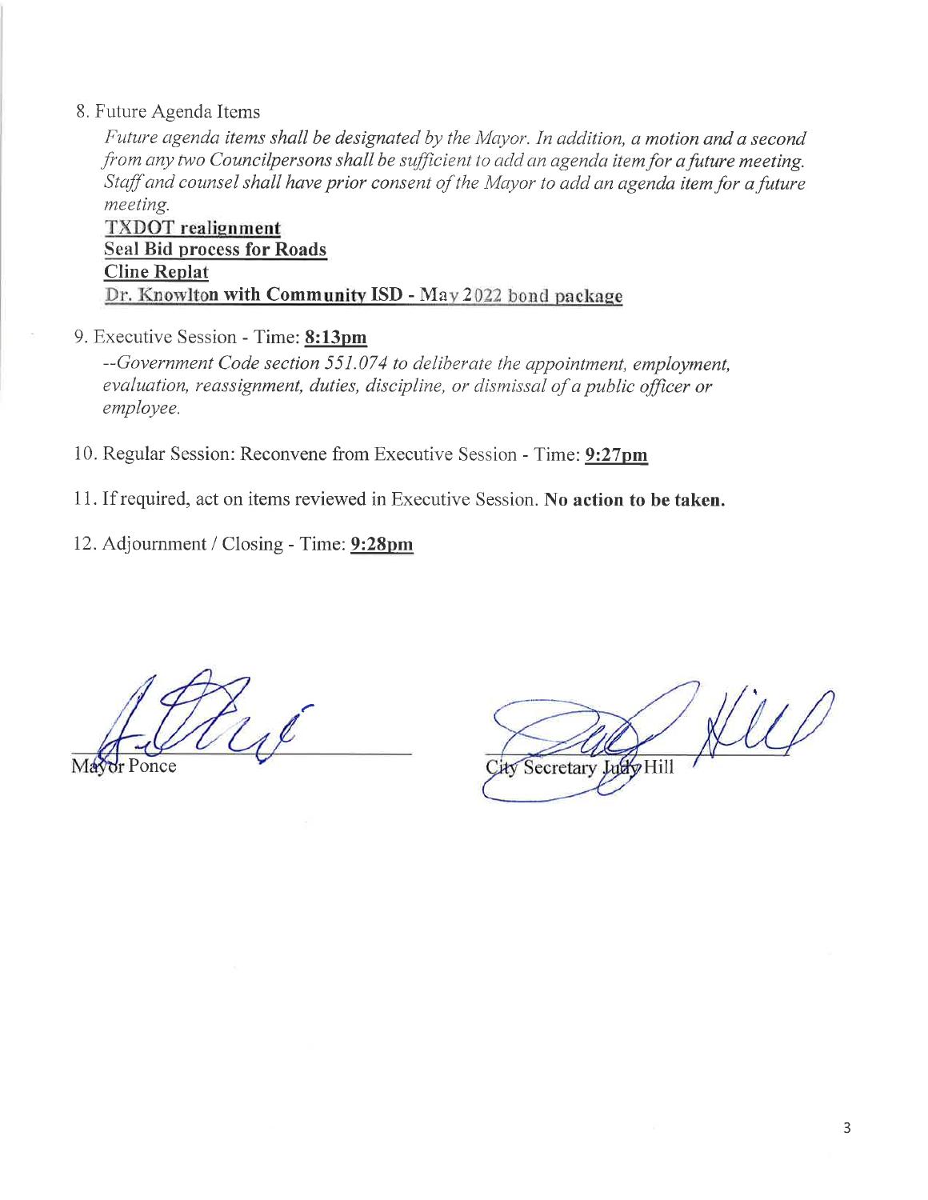8. Future Agenda Items

   *Future agenda items shall be designated by the Mayor. In addition, a motion and a second from any two Councilpersons shall be sufficient to add an agenda item for a future meeting. Staff and counsel shall have prior consent of the Mayor to add an agenda item for a future meeting.*

   **TXDOT realignment**
   **Seal Bid process for Roads**
   **Cline Replat**
   **Dr. Knowlton with Community ISD - May 2022 bond package**

9. Executive Session - Time: **8:13pm**

   *--Government Code section 551.074 to deliberate the appointment, employment, evaluation, reassignment, duties, discipline, or dismissal of a public officer or employee.*

10. Regular Session: Reconvene from Executive Session - Time: **9:27pm**

11. If required, act on items reviewed in Executive Session. **No action to be taken.**

12. Adjournment / Closing - Time: **9:28pm**

Mayor Ponce

City Secretary Judy Hill